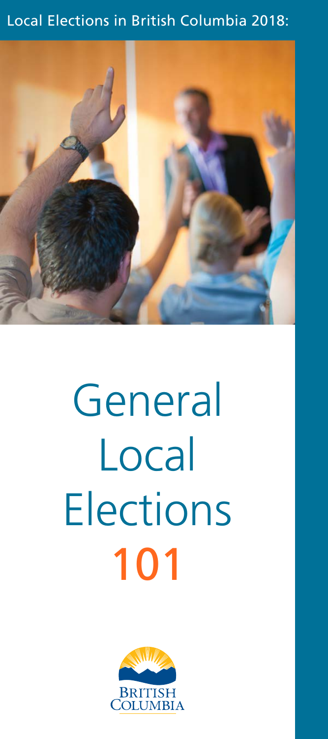Local Elections in British Columbia 2018:

# General Local Elections 101

BRITISH COLUMBIA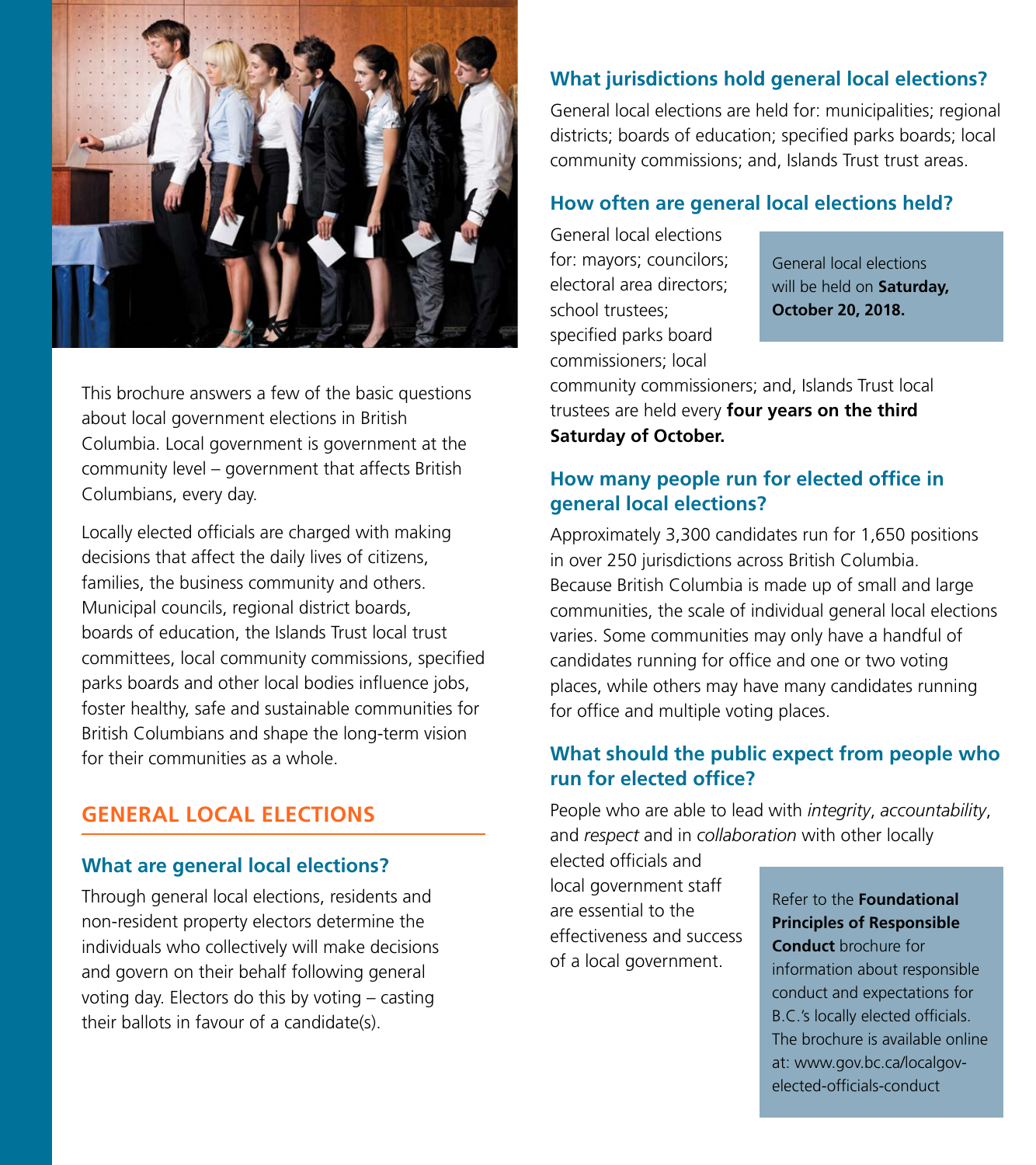This brochure answers a few of the basic questions about local government elections in British Columbia. Local government is government at the community level – government that affects British Columbians, every day.

Locally elected officials are charged with making decisions that affect the daily lives of citizens, families, the business community and others. Municipal councils, regional district boards, boards of education, the Islands Trust local trust committees, local community commissions, specified parks boards and other local bodies influence jobs, foster healthy, safe and sustainable communities for British Columbians and shape the long-term vision for their communities as a whole.

## GENERAL LOCAL ELECTIONS

### What are general local elections?

Through general local elections, residents and non-resident property electors determine the individuals who collectively will make decisions and govern on their behalf following general voting day. Electors do this by voting – casting their ballots in favour of a candidate(s).

### What jurisdictions hold general local elections?

General local elections are held for: municipalities; regional districts; boards of education; specified parks boards; local community commissions; and, Islands Trust trust areas.

### How often are general local elections held?

General local elections for: mayors; councilors; electoral area directors; school trustees; specified parks board commissioners; local community commissioners; and, Islands Trust local trustees are held every **four years on the third Saturday of October.**

> General local elections will be held on **Saturday, October 20, 2018.**

### How many people run for elected office in general local elections?

Approximately 3,300 candidates run for 1,650 positions in over 250 jurisdictions across British Columbia. Because British Columbia is made up of small and large communities, the scale of individual general local elections varies. Some communities may only have a handful of candidates running for office and one or two voting places, while others may have many candidates running for office and multiple voting places.

### What should the public expect from people who run for elected office?

People who are able to lead with *integrity*, *accountability*, and *respect* and in *collaboration* with other locally elected officials and local government staff are essential to the effectiveness and success of a local government.

> Refer to the **Foundational Principles of Responsible Conduct** brochure for information about responsible conduct and expectations for B.C.'s locally elected officials. The brochure is available online at: www.gov.bc.ca/localgov-elected-officials-conduct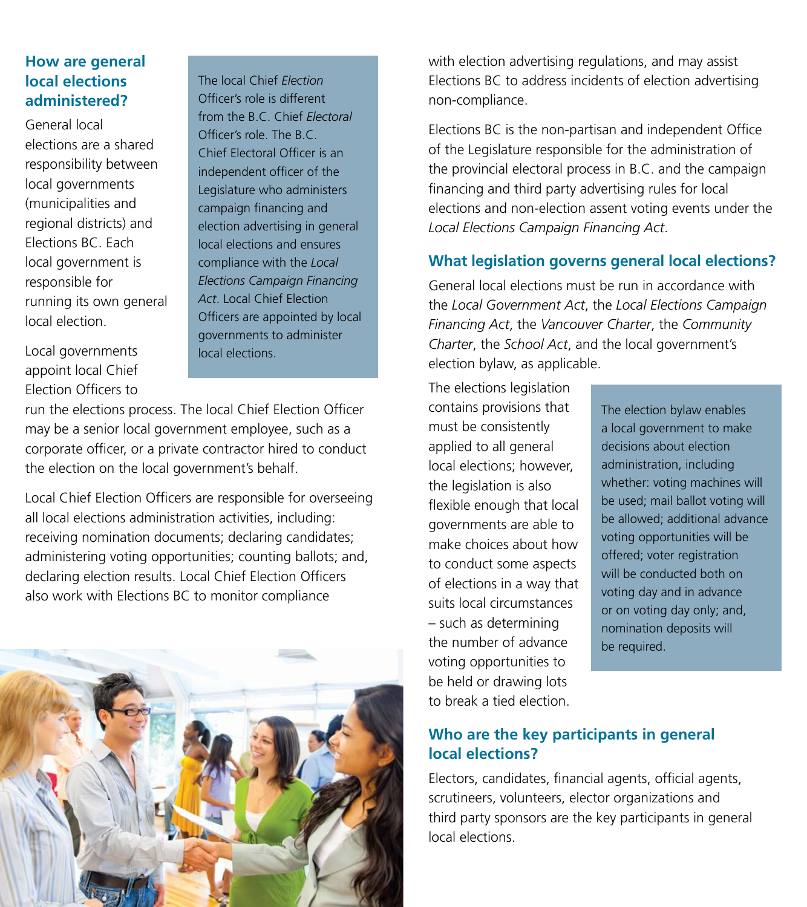## How are general local elections administered?

General local elections are a shared responsibility between local governments (municipalities and regional districts) and Elections BC. Each local government is responsible for running its own general local election.

> The local Chief *Election* Officer's role is different from the B.C. Chief *Electoral* Officer's role. The B.C. Chief Electoral Officer is an independent officer of the Legislature who administers campaign financing and election advertising in general local elections and ensures compliance with the *Local Elections Campaign Financing Act*. Local Chief Election Officers are appointed by local governments to administer local elections.

Local governments appoint local Chief Election Officers to run the elections process. The local Chief Election Officer may be a senior local government employee, such as a corporate officer, or a private contractor hired to conduct the election on the local government's behalf.

Local Chief Election Officers are responsible for overseeing all local elections administration activities, including: receiving nomination documents; declaring candidates; administering voting opportunities; counting ballots; and, declaring election results. Local Chief Election Officers also work with Elections BC to monitor compliance with election advertising regulations, and may assist Elections BC to address incidents of election advertising non-compliance.

Elections BC is the non-partisan and independent Office of the Legislature responsible for the administration of the provincial electoral process in B.C. and the campaign financing and third party advertising rules for local elections and non-election assent voting events under the *Local Elections Campaign Financing Act*.

## What legislation governs general local elections?

General local elections must be run in accordance with the *Local Government Act*, the *Local Elections Campaign Financing Act*, the *Vancouver Charter*, the *Community Charter*, the *School Act*, and the local government's election bylaw, as applicable.

The elections legislation contains provisions that must be consistently applied to all general local elections; however, the legislation is also flexible enough that local governments are able to make choices about how to conduct some aspects of elections in a way that suits local circumstances – such as determining the number of advance voting opportunities to be held or drawing lots to break a tied election.

> The election bylaw enables a local government to make decisions about election administration, including whether: voting machines will be used; mail ballot voting will be allowed; additional advance voting opportunities will be offered; voter registration will be conducted both on voting day and in advance or on voting day only; and, nomination deposits will be required.

## Who are the key participants in general local elections?

Electors, candidates, financial agents, official agents, scrutineers, volunteers, elector organizations and third party sponsors are the key participants in general local elections.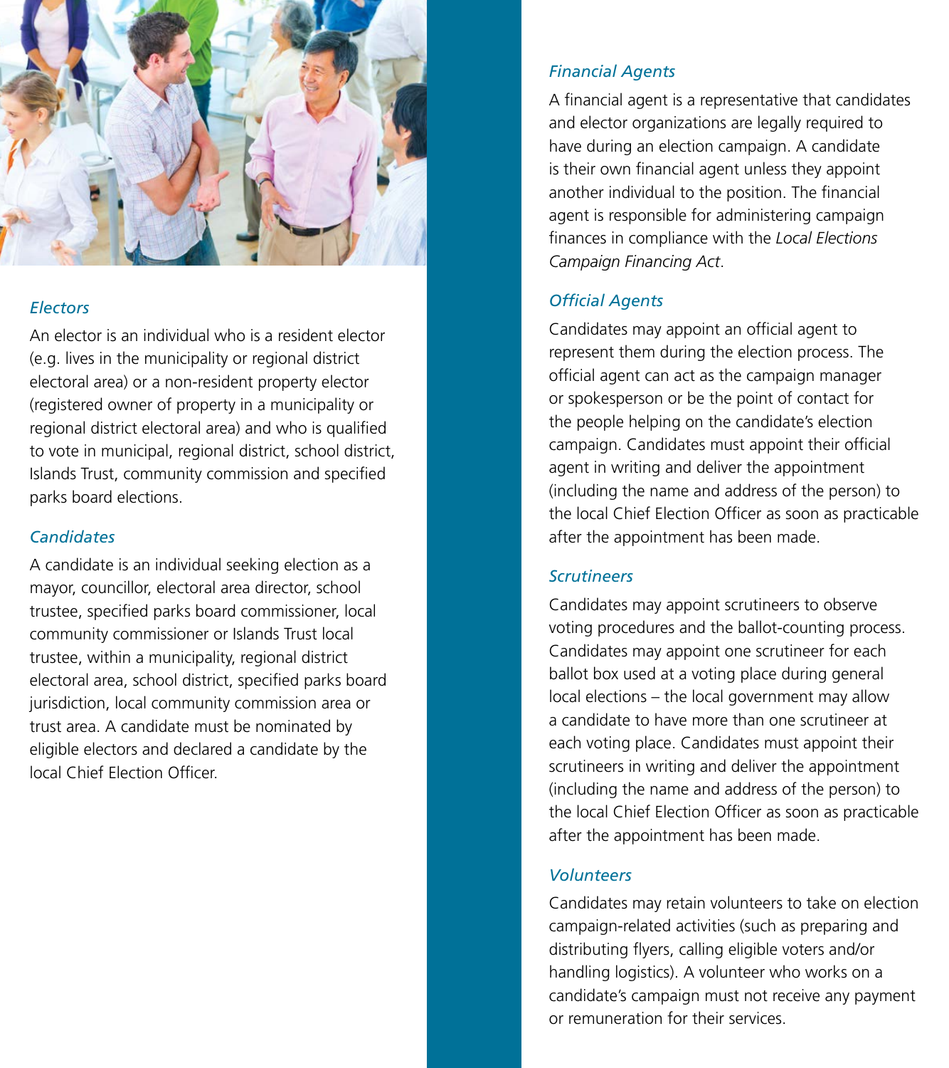### *Electors*

An elector is an individual who is a resident elector (e.g. lives in the municipality or regional district electoral area) or a non-resident property elector (registered owner of property in a municipality or regional district electoral area) and who is qualified to vote in municipal, regional district, school district, Islands Trust, community commission and specified parks board elections.

### *Candidates*

A candidate is an individual seeking election as a mayor, councillor, electoral area director, school trustee, specified parks board commissioner, local community commissioner or Islands Trust local trustee, within a municipality, regional district electoral area, school district, specified parks board jurisdiction, local community commission area or trust area. A candidate must be nominated by eligible electors and declared a candidate by the local Chief Election Officer.

### *Financial Agents*

A financial agent is a representative that candidates and elector organizations are legally required to have during an election campaign. A candidate is their own financial agent unless they appoint another individual to the position. The financial agent is responsible for administering campaign finances in compliance with the *Local Elections Campaign Financing Act*.

### *Official Agents*

Candidates may appoint an official agent to represent them during the election process. The official agent can act as the campaign manager or spokesperson or be the point of contact for the people helping on the candidate's election campaign. Candidates must appoint their official agent in writing and deliver the appointment (including the name and address of the person) to the local Chief Election Officer as soon as practicable after the appointment has been made.

### *Scrutineers*

Candidates may appoint scrutineers to observe voting procedures and the ballot-counting process. Candidates may appoint one scrutineer for each ballot box used at a voting place during general local elections – the local government may allow a candidate to have more than one scrutineer at each voting place. Candidates must appoint their scrutineers in writing and deliver the appointment (including the name and address of the person) to the local Chief Election Officer as soon as practicable after the appointment has been made.

### *Volunteers*

Candidates may retain volunteers to take on election campaign-related activities (such as preparing and distributing flyers, calling eligible voters and/or handling logistics). A volunteer who works on a candidate's campaign must not receive any payment or remuneration for their services.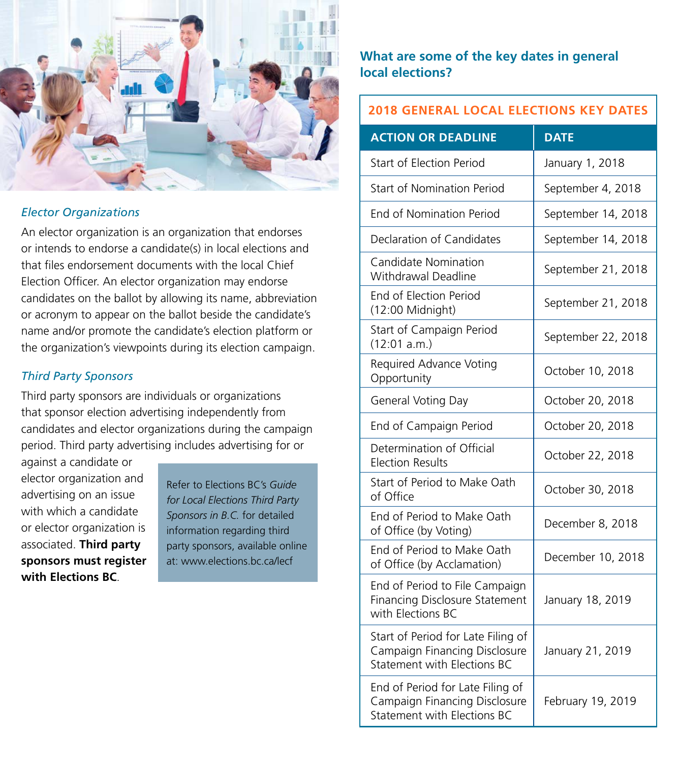### *Elector Organizations*

An elector organization is an organization that endorses or intends to endorse a candidate(s) in local elections and that files endorsement documents with the local Chief Election Officer. An elector organization may endorse candidates on the ballot by allowing its name, abbreviation or acronym to appear on the ballot beside the candidate's name and/or promote the candidate's election platform or the organization's viewpoints during its election campaign.

### *Third Party Sponsors*

Third party sponsors are individuals or organizations that sponsor election advertising independently from candidates and elector organizations during the campaign period. Third party advertising includes advertising for or against a candidate or elector organization and advertising on an issue with which a candidate or elector organization is associated. **Third party sponsors must register with Elections BC**.

> Refer to Elections BC's *Guide for Local Elections Third Party Sponsors in B.C.* for detailed information regarding third party sponsors, available online at: www.elections.bc.ca/lecf

## What are some of the key dates in general local elections?

**2018 GENERAL LOCAL ELECTIONS KEY DATES**

| ACTION OR DEADLINE | DATE |
|---|---|
| Start of Election Period | January 1, 2018 |
| Start of Nomination Period | September 4, 2018 |
| End of Nomination Period | September 14, 2018 |
| Declaration of Candidates | September 14, 2018 |
| Candidate Nomination Withdrawal Deadline | September 21, 2018 |
| End of Election Period (12:00 Midnight) | September 21, 2018 |
| Start of Campaign Period (12:01 a.m.) | September 22, 2018 |
| Required Advance Voting Opportunity | October 10, 2018 |
| General Voting Day | October 20, 2018 |
| End of Campaign Period | October 20, 2018 |
| Determination of Official Election Results | October 22, 2018 |
| Start of Period to Make Oath of Office | October 30, 2018 |
| End of Period to Make Oath of Office (by Voting) | December 8, 2018 |
| End of Period to Make Oath of Office (by Acclamation) | December 10, 2018 |
| End of Period to File Campaign Financing Disclosure Statement with Elections BC | January 18, 2019 |
| Start of Period for Late Filing of Campaign Financing Disclosure Statement with Elections BC | January 21, 2019 |
| End of Period for Late Filing of Campaign Financing Disclosure Statement with Elections BC | February 19, 2019 |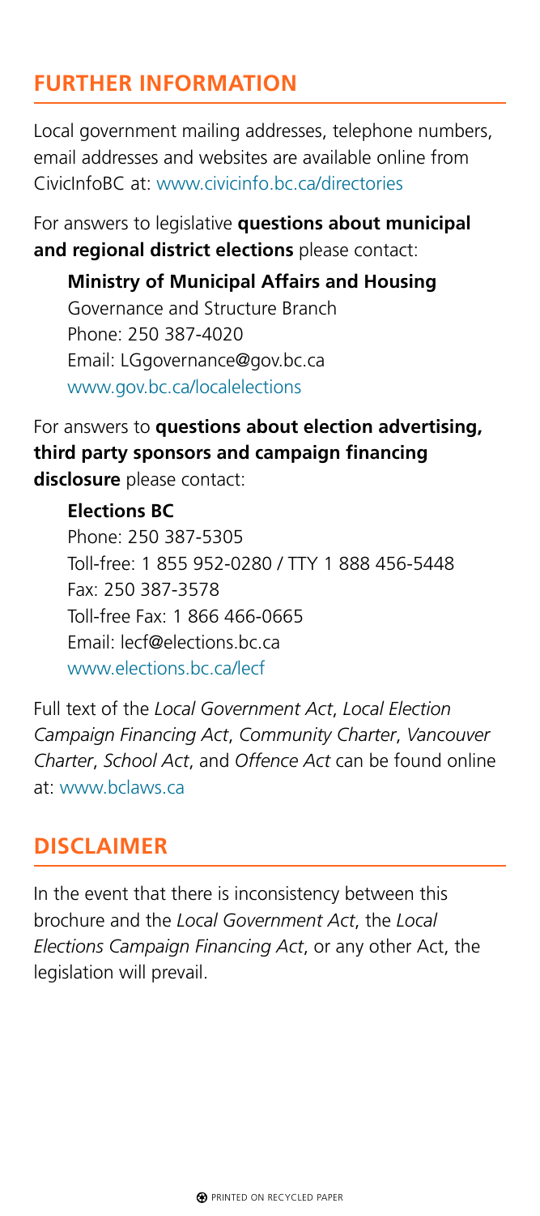## FURTHER INFORMATION

Local government mailing addresses, telephone numbers, email addresses and websites are available online from CivicInfoBC at: www.civicinfo.bc.ca/directories

For answers to legislative **questions about municipal and regional district elections** please contact:

**Ministry of Municipal Affairs and Housing**
Governance and Structure Branch
Phone: 250 387-4020
Email: LGgovernance@gov.bc.ca
www.gov.bc.ca/localelections

For answers to **questions about election advertising, third party sponsors and campaign financing disclosure** please contact:

**Elections BC**
Phone: 250 387-5305
Toll-free: 1 855 952-0280 / TTY 1 888 456-5448
Fax: 250 387-3578
Toll-free Fax: 1 866 466-0665
Email: lecf@elections.bc.ca
www.elections.bc.ca/lecf

Full text of the *Local Government Act*, *Local Election Campaign Financing Act*, *Community Charter*, *Vancouver Charter*, *School Act*, and *Offence Act* can be found online at: www.bclaws.ca

## DISCLAIMER

In the event that there is inconsistency between this brochure and the *Local Government Act*, the *Local Elections Campaign Financing Act*, or any other Act, the legislation will prevail.

PRINTED ON RECYCLED PAPER